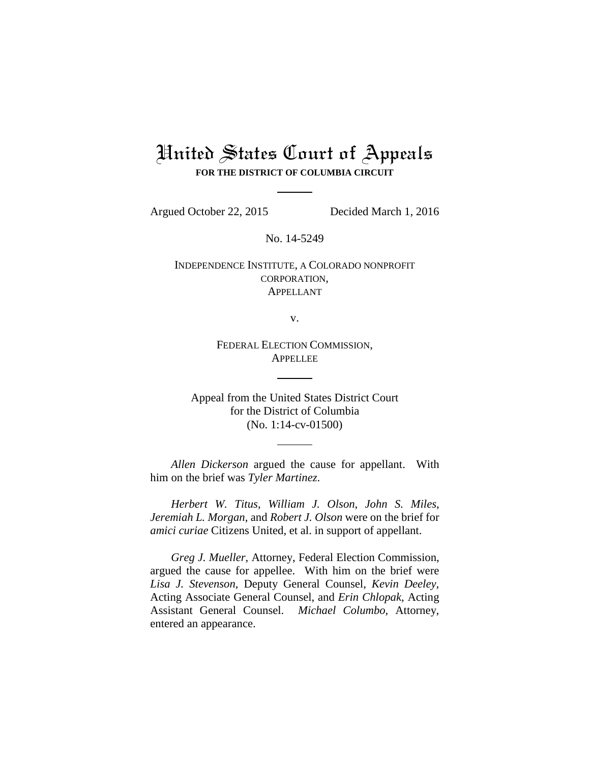# United States Court of Appeals

**FOR THE DISTRICT OF COLUMBIA CIRCUIT**

---

Argued October 22, 2015 Decided March 1, 2016

No. 14-5249

INDEPENDENCE INSTITUTE, A COLORADO NONPROFIT CORPORATION,
APPELLANT

v.

FEDERAL ELECTION COMMISSION,
APPELLEE

---

Appeal from the United States District Court
for the District of Columbia
(No. 1:14-cv-01500)

---

*Allen Dickerson* argued the cause for appellant. With him on the brief was *Tyler Martinez*.

*Herbert W. Titus*, *William J. Olson*, *John S. Miles*, *Jeremiah L. Morgan*, and *Robert J. Olson* were on the brief for *amici curiae* Citizens United, et al. in support of appellant.

*Greg J. Mueller*, Attorney, Federal Election Commission, argued the cause for appellee. With him on the brief were *Lisa J. Stevenson*, Deputy General Counsel, *Kevin Deeley*, Acting Associate General Counsel, and *Erin Chlopak*, Acting Assistant General Counsel. *Michael Columbo*, Attorney, entered an appearance.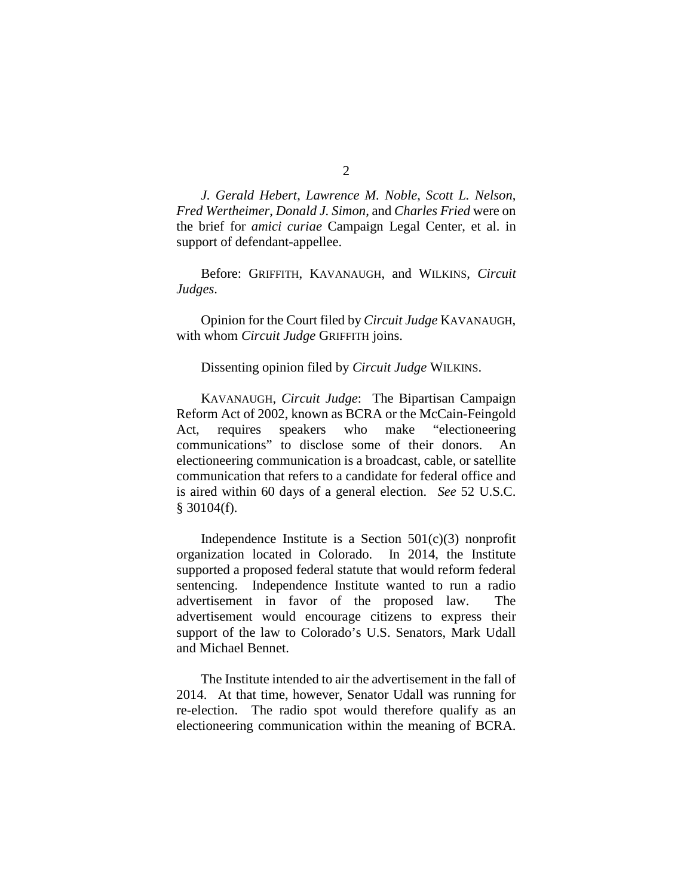*J. Gerald Hebert*, *Lawrence M. Noble*, *Scott L. Nelson*, *Fred Wertheimer*, *Donald J. Simon*, and *Charles Fried* were on the brief for *amici curiae* Campaign Legal Center, et al. in support of defendant-appellee.

Before: GRIFFITH, KAVANAUGH, and WILKINS, *Circuit Judges*.

Opinion for the Court filed by *Circuit Judge* KAVANAUGH, with whom *Circuit Judge* GRIFFITH joins.

Dissenting opinion filed by *Circuit Judge* WILKINS.

KAVANAUGH, *Circuit Judge*: The Bipartisan Campaign Reform Act of 2002, known as BCRA or the McCain-Feingold Act, requires speakers who make "electioneering communications" to disclose some of their donors. An electioneering communication is a broadcast, cable, or satellite communication that refers to a candidate for federal office and is aired within 60 days of a general election. *See* 52 U.S.C. § 30104(f).

Independence Institute is a Section 501(c)(3) nonprofit organization located in Colorado. In 2014, the Institute supported a proposed federal statute that would reform federal sentencing. Independence Institute wanted to run a radio advertisement in favor of the proposed law. The advertisement would encourage citizens to express their support of the law to Colorado's U.S. Senators, Mark Udall and Michael Bennet.

The Institute intended to air the advertisement in the fall of 2014. At that time, however, Senator Udall was running for re-election. The radio spot would therefore qualify as an electioneering communication within the meaning of BCRA.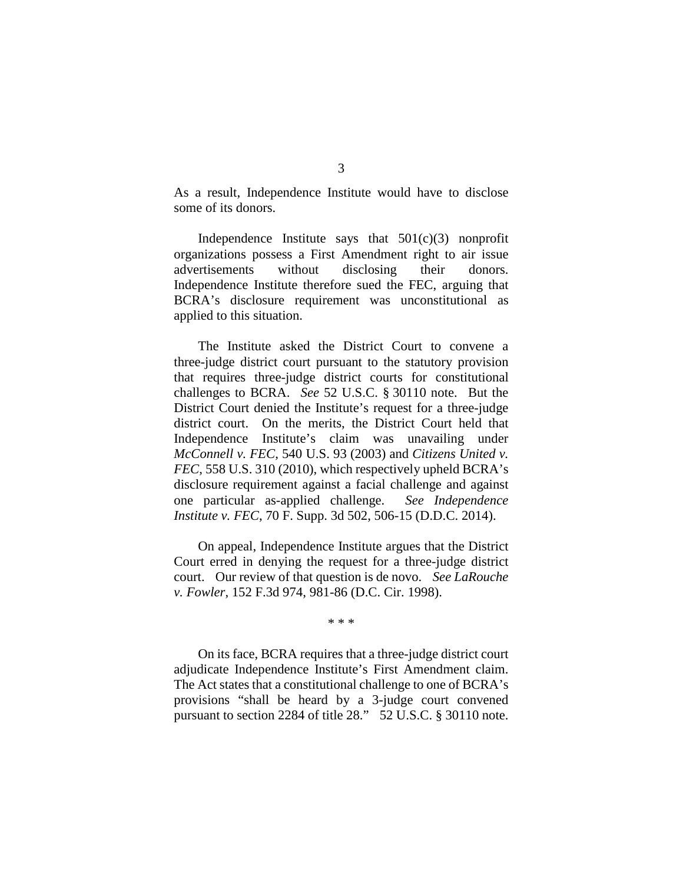As a result, Independence Institute would have to disclose some of its donors.

Independence Institute says that 501(c)(3) nonprofit organizations possess a First Amendment right to air issue advertisements without disclosing their donors. Independence Institute therefore sued the FEC, arguing that BCRA's disclosure requirement was unconstitutional as applied to this situation.

The Institute asked the District Court to convene a three-judge district court pursuant to the statutory provision that requires three-judge district courts for constitutional challenges to BCRA. *See* 52 U.S.C. § 30110 note. But the District Court denied the Institute's request for a three-judge district court. On the merits, the District Court held that Independence Institute's claim was unavailing under *McConnell v. FEC*, 540 U.S. 93 (2003) and *Citizens United v. FEC*, 558 U.S. 310 (2010), which respectively upheld BCRA's disclosure requirement against a facial challenge and against one particular as-applied challenge. *See Independence Institute v. FEC*, 70 F. Supp. 3d 502, 506-15 (D.D.C. 2014).

On appeal, Independence Institute argues that the District Court erred in denying the request for a three-judge district court. Our review of that question is de novo. *See LaRouche v. Fowler*, 152 F.3d 974, 981-86 (D.C. Cir. 1998).

\* \* \*

On its face, BCRA requires that a three-judge district court adjudicate Independence Institute's First Amendment claim. The Act states that a constitutional challenge to one of BCRA's provisions "shall be heard by a 3-judge court convened pursuant to section 2284 of title 28." 52 U.S.C. § 30110 note.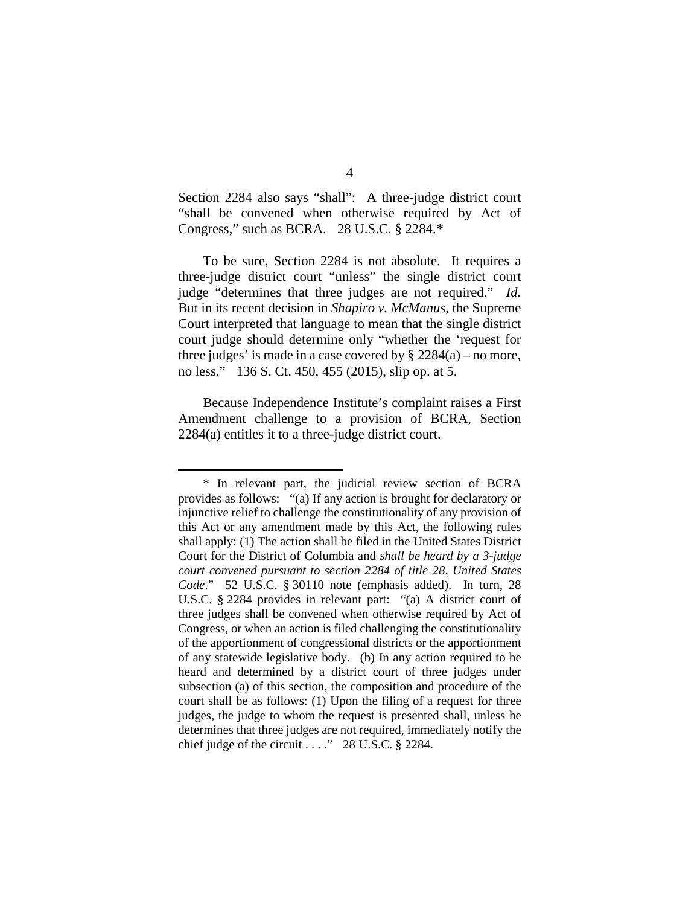Section 2284 also says "shall": A three-judge district court "shall be convened when otherwise required by Act of Congress," such as BCRA. 28 U.S.C. § 2284.*

To be sure, Section 2284 is not absolute. It requires a three-judge district court "unless" the single district court judge "determines that three judges are not required." *Id.* But in its recent decision in *Shapiro v. McManus*, the Supreme Court interpreted that language to mean that the single district court judge should determine only "whether the 'request for three judges' is made in a case covered by § 2284(a) – no more, no less." 136 S. Ct. 450, 455 (2015), slip op. at 5.

Because Independence Institute's complaint raises a First Amendment challenge to a provision of BCRA, Section 2284(a) entitles it to a three-judge district court.

---

\* In relevant part, the judicial review section of BCRA provides as follows: "(a) If any action is brought for declaratory or injunctive relief to challenge the constitutionality of any provision of this Act or any amendment made by this Act, the following rules shall apply: (1) The action shall be filed in the United States District Court for the District of Columbia and *shall be heard by a 3-judge court convened pursuant to section 2284 of title 28, United States Code*." 52 U.S.C. § 30110 note (emphasis added). In turn, 28 U.S.C. § 2284 provides in relevant part: "(a) A district court of three judges shall be convened when otherwise required by Act of Congress, or when an action is filed challenging the constitutionality of the apportionment of congressional districts or the apportionment of any statewide legislative body. (b) In any action required to be heard and determined by a district court of three judges under subsection (a) of this section, the composition and procedure of the court shall be as follows: (1) Upon the filing of a request for three judges, the judge to whom the request is presented shall, unless he determines that three judges are not required, immediately notify the chief judge of the circuit . . . ." 28 U.S.C. § 2284.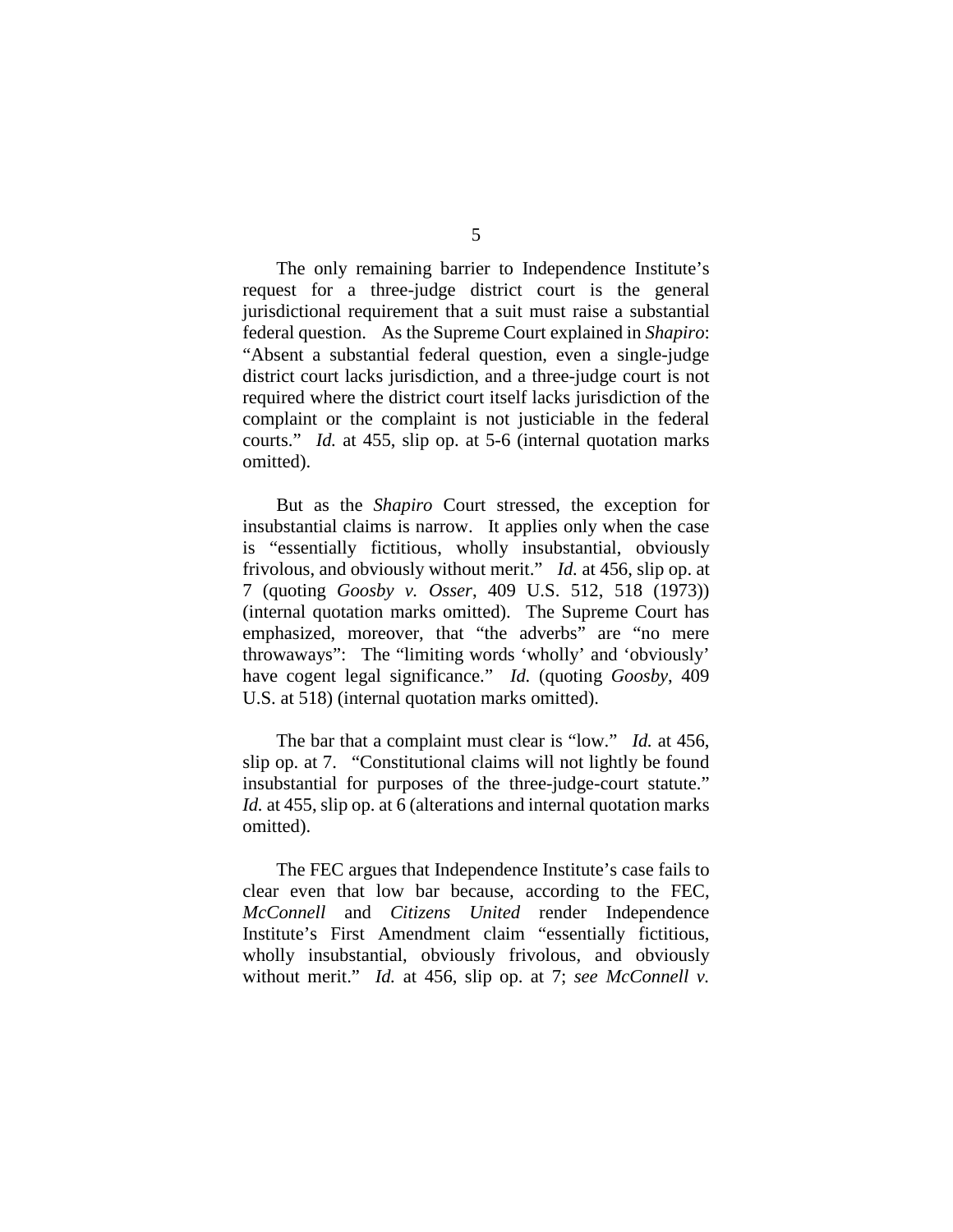The only remaining barrier to Independence Institute's request for a three-judge district court is the general jurisdictional requirement that a suit must raise a substantial federal question. As the Supreme Court explained in *Shapiro*: "Absent a substantial federal question, even a single-judge district court lacks jurisdiction, and a three-judge court is not required where the district court itself lacks jurisdiction of the complaint or the complaint is not justiciable in the federal courts." *Id.* at 455, slip op. at 5-6 (internal quotation marks omitted).

But as the *Shapiro* Court stressed, the exception for insubstantial claims is narrow. It applies only when the case is "essentially fictitious, wholly insubstantial, obviously frivolous, and obviously without merit." *Id.* at 456, slip op. at 7 (quoting *Goosby v. Osser*, 409 U.S. 512, 518 (1973)) (internal quotation marks omitted). The Supreme Court has emphasized, moreover, that "the adverbs" are "no mere throwaways": The "limiting words 'wholly' and 'obviously' have cogent legal significance." *Id.* (quoting *Goosby*, 409 U.S. at 518) (internal quotation marks omitted).

The bar that a complaint must clear is "low." *Id.* at 456, slip op. at 7. "Constitutional claims will not lightly be found insubstantial for purposes of the three-judge-court statute." *Id.* at 455, slip op. at 6 (alterations and internal quotation marks omitted).

The FEC argues that Independence Institute's case fails to clear even that low bar because, according to the FEC, *McConnell* and *Citizens United* render Independence Institute's First Amendment claim "essentially fictitious, wholly insubstantial, obviously frivolous, and obviously without merit." *Id.* at 456, slip op. at 7; *see McConnell v.*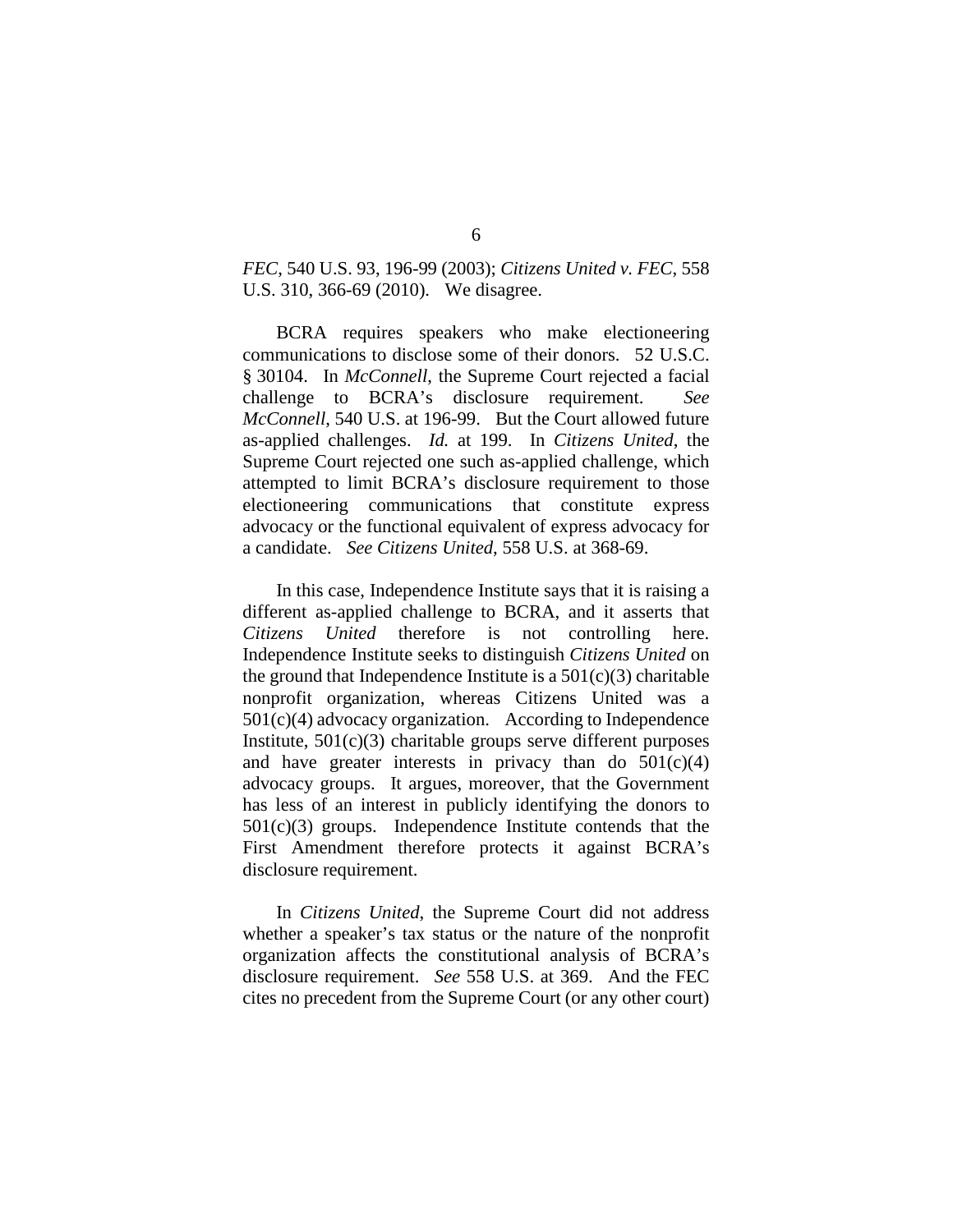*FEC*, 540 U.S. 93, 196-99 (2003); *Citizens United v. FEC*, 558 U.S. 310, 366-69 (2010). We disagree.

BCRA requires speakers who make electioneering communications to disclose some of their donors. 52 U.S.C. § 30104. In *McConnell*, the Supreme Court rejected a facial challenge to BCRA's disclosure requirement. *See McConnell*, 540 U.S. at 196-99. But the Court allowed future as-applied challenges. *Id.* at 199. In *Citizens United*, the Supreme Court rejected one such as-applied challenge, which attempted to limit BCRA's disclosure requirement to those electioneering communications that constitute express advocacy or the functional equivalent of express advocacy for a candidate. *See Citizens United*, 558 U.S. at 368-69.

In this case, Independence Institute says that it is raising a different as-applied challenge to BCRA, and it asserts that *Citizens United* therefore is not controlling here. Independence Institute seeks to distinguish *Citizens United* on the ground that Independence Institute is a 501(c)(3) charitable nonprofit organization, whereas Citizens United was a 501(c)(4) advocacy organization. According to Independence Institute, 501(c)(3) charitable groups serve different purposes and have greater interests in privacy than do 501(c)(4) advocacy groups. It argues, moreover, that the Government has less of an interest in publicly identifying the donors to 501(c)(3) groups. Independence Institute contends that the First Amendment therefore protects it against BCRA's disclosure requirement.

In *Citizens United*, the Supreme Court did not address whether a speaker's tax status or the nature of the nonprofit organization affects the constitutional analysis of BCRA's disclosure requirement. *See* 558 U.S. at 369. And the FEC cites no precedent from the Supreme Court (or any other court)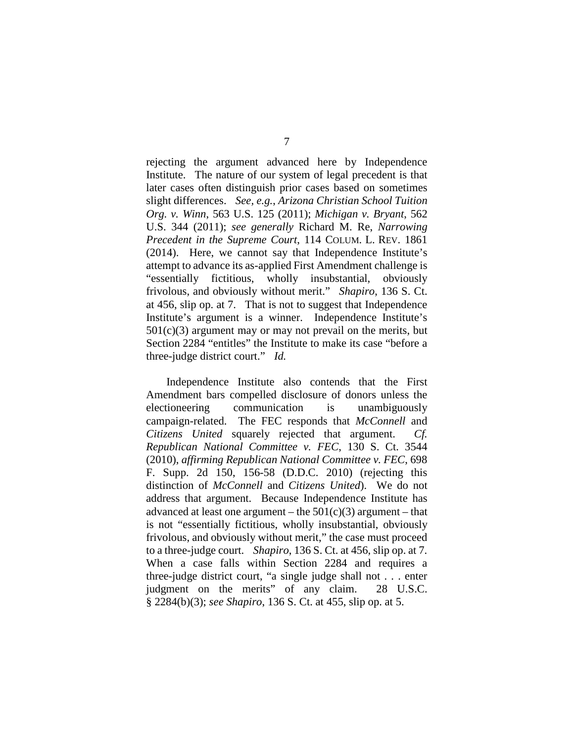rejecting the argument advanced here by Independence Institute. The nature of our system of legal precedent is that later cases often distinguish prior cases based on sometimes slight differences. *See, e.g.*, *Arizona Christian School Tuition Org. v. Winn*, 563 U.S. 125 (2011); *Michigan v. Bryant*, 562 U.S. 344 (2011); *see generally* Richard M. Re, *Narrowing Precedent in the Supreme Court*, 114 COLUM. L. REV. 1861 (2014). Here, we cannot say that Independence Institute's attempt to advance its as-applied First Amendment challenge is "essentially fictitious, wholly insubstantial, obviously frivolous, and obviously without merit." *Shapiro*, 136 S. Ct. at 456, slip op. at 7. That is not to suggest that Independence Institute's argument is a winner. Independence Institute's 501(c)(3) argument may or may not prevail on the merits, but Section 2284 "entitles" the Institute to make its case "before a three-judge district court." *Id.*

Independence Institute also contends that the First Amendment bars compelled disclosure of donors unless the electioneering communication is unambiguously campaign-related. The FEC responds that *McConnell* and *Citizens United* squarely rejected that argument. *Cf. Republican National Committee v. FEC*, 130 S. Ct. 3544 (2010), *affirming Republican National Committee v. FEC*, 698 F. Supp. 2d 150, 156-58 (D.D.C. 2010) (rejecting this distinction of *McConnell* and *Citizens United*). We do not address that argument. Because Independence Institute has advanced at least one argument – the 501(c)(3) argument – that is not "essentially fictitious, wholly insubstantial, obviously frivolous, and obviously without merit," the case must proceed to a three-judge court. *Shapiro*, 136 S. Ct. at 456, slip op. at 7. When a case falls within Section 2284 and requires a three-judge district court, "a single judge shall not . . . enter judgment on the merits" of any claim. 28 U.S.C. § 2284(b)(3); *see Shapiro*, 136 S. Ct. at 455, slip op. at 5.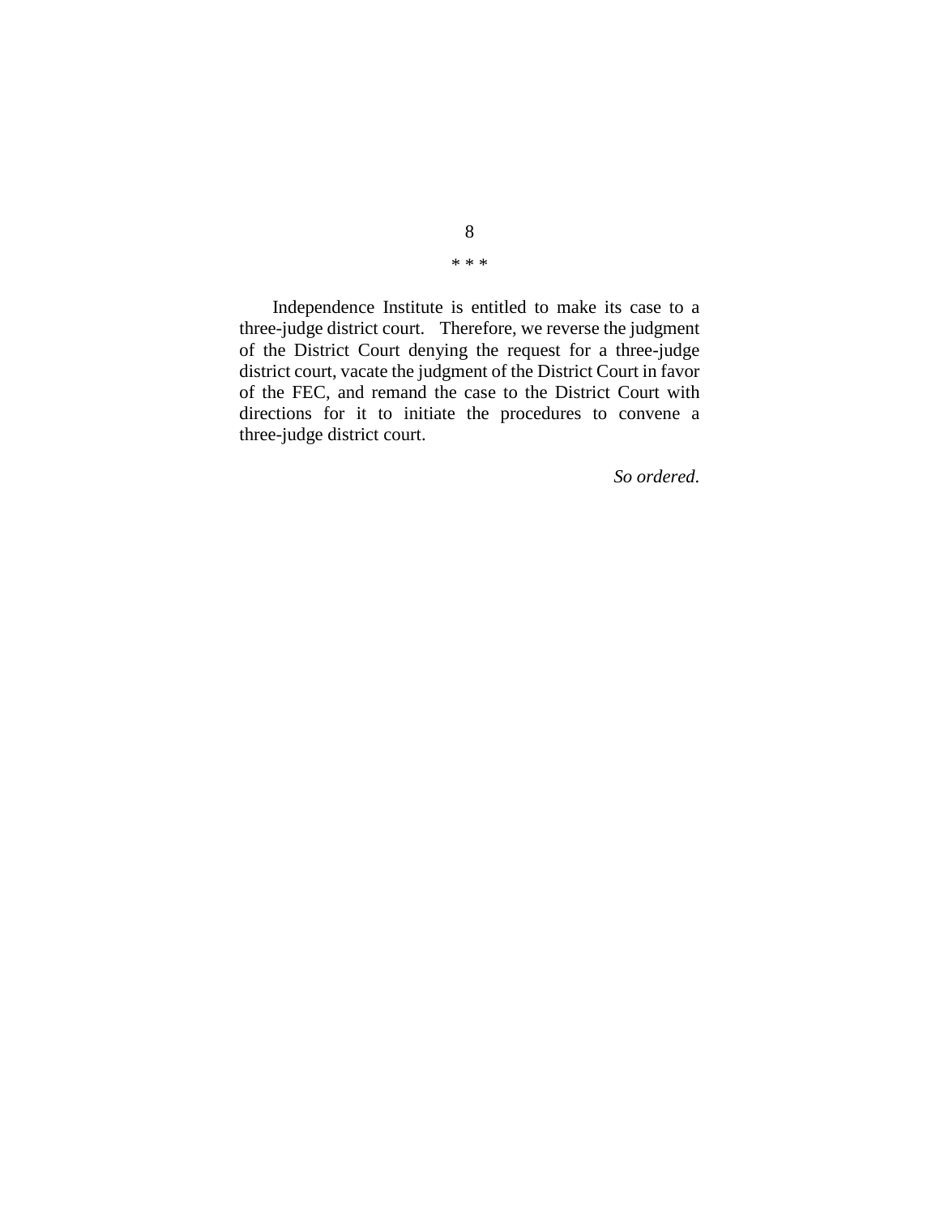\* \* \*

Independence Institute is entitled to make its case to a three-judge district court. Therefore, we reverse the judgment of the District Court denying the request for a three-judge district court, vacate the judgment of the District Court in favor of the FEC, and remand the case to the District Court with directions for it to initiate the procedures to convene a three-judge district court.

*So ordered*.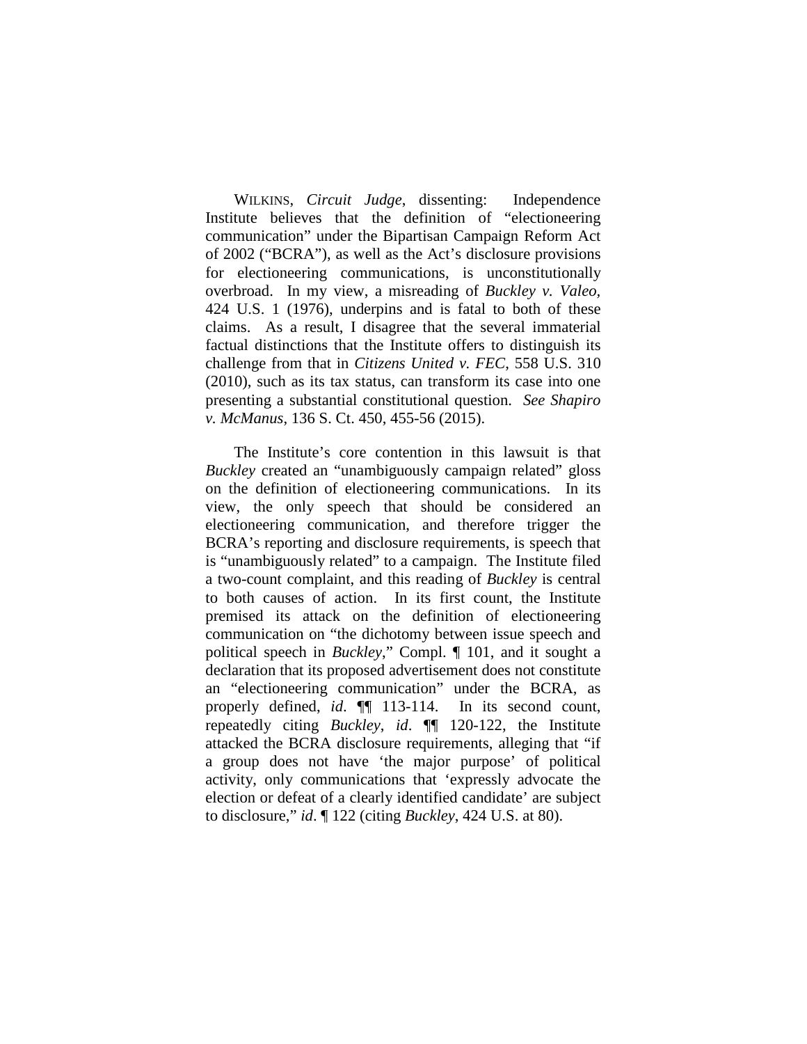WILKINS, *Circuit Judge*, dissenting: Independence Institute believes that the definition of "electioneering communication" under the Bipartisan Campaign Reform Act of 2002 ("BCRA"), as well as the Act's disclosure provisions for electioneering communications, is unconstitutionally overbroad. In my view, a misreading of *Buckley v. Valeo,* 424 U.S. 1 (1976), underpins and is fatal to both of these claims. As a result, I disagree that the several immaterial factual distinctions that the Institute offers to distinguish its challenge from that in *Citizens United v. FEC*, 558 U.S. 310 (2010), such as its tax status, can transform its case into one presenting a substantial constitutional question. *See Shapiro v. McManus*, 136 S. Ct. 450, 455-56 (2015).

The Institute's core contention in this lawsuit is that *Buckley* created an "unambiguously campaign related" gloss on the definition of electioneering communications. In its view, the only speech that should be considered an electioneering communication, and therefore trigger the BCRA's reporting and disclosure requirements, is speech that is "unambiguously related" to a campaign. The Institute filed a two-count complaint, and this reading of *Buckley* is central to both causes of action. In its first count, the Institute premised its attack on the definition of electioneering communication on "the dichotomy between issue speech and political speech in *Buckley*," Compl. ¶ 101, and it sought a declaration that its proposed advertisement does not constitute an "electioneering communication" under the BCRA, as properly defined, *id*. ¶¶ 113-114. In its second count, repeatedly citing *Buckley*, *id*. ¶¶ 120-122, the Institute attacked the BCRA disclosure requirements, alleging that "if a group does not have 'the major purpose' of political activity, only communications that 'expressly advocate the election or defeat of a clearly identified candidate' are subject to disclosure," *id*. ¶ 122 (citing *Buckley*, 424 U.S. at 80).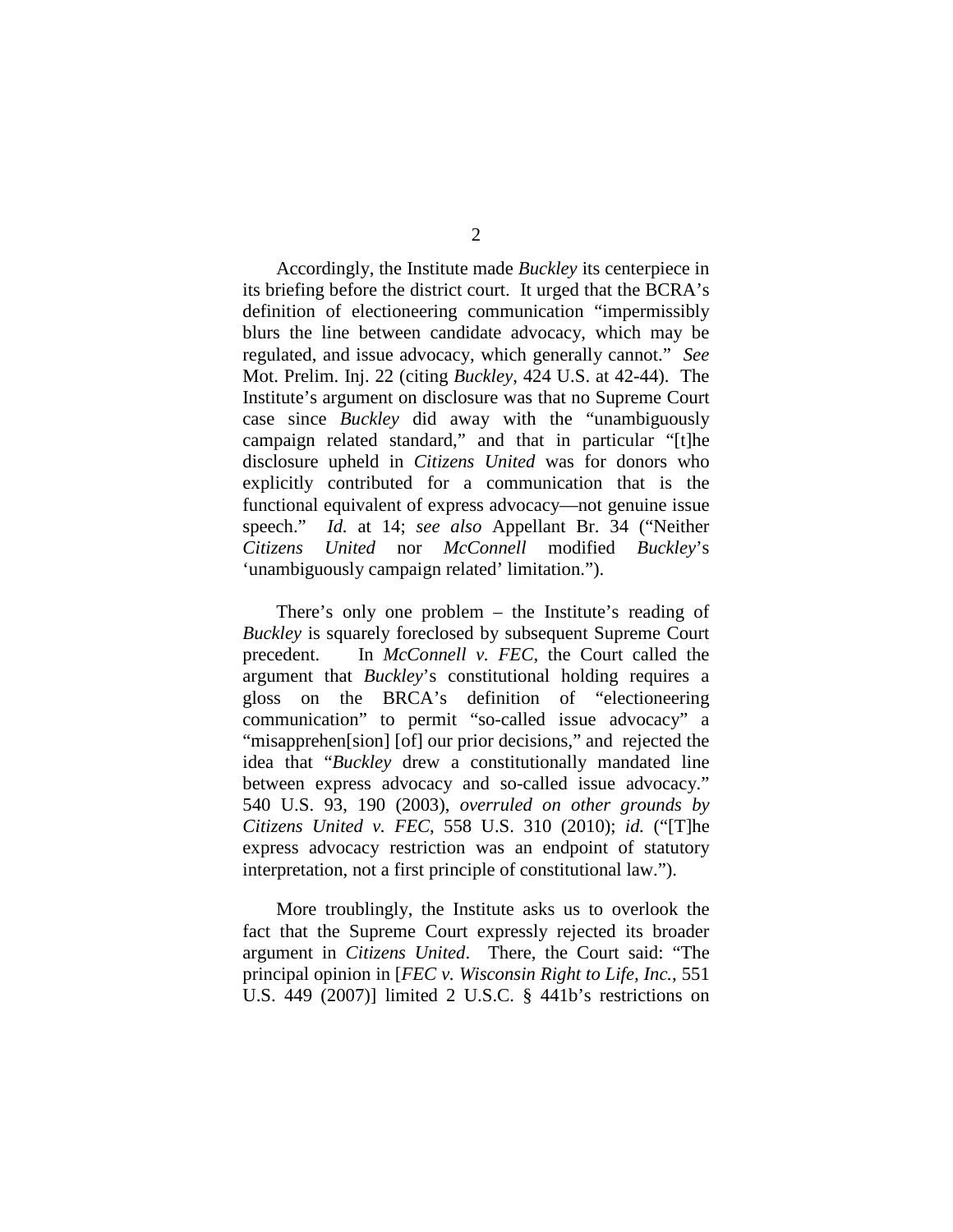Accordingly, the Institute made *Buckley* its centerpiece in its briefing before the district court. It urged that the BCRA's definition of electioneering communication "impermissibly blurs the line between candidate advocacy, which may be regulated, and issue advocacy, which generally cannot." *See* Mot. Prelim. Inj. 22 (citing *Buckley*, 424 U.S. at 42-44). The Institute's argument on disclosure was that no Supreme Court case since *Buckley* did away with the "unambiguously campaign related standard," and that in particular "[t]he disclosure upheld in *Citizens United* was for donors who explicitly contributed for a communication that is the functional equivalent of express advocacy—not genuine issue speech." *Id.* at 14; *see also* Appellant Br. 34 ("Neither *Citizens United* nor *McConnell* modified *Buckley*'s 'unambiguously campaign related' limitation.").

There's only one problem – the Institute's reading of *Buckley* is squarely foreclosed by subsequent Supreme Court precedent. In *McConnell v. FEC*, the Court called the argument that *Buckley*'s constitutional holding requires a gloss on the BRCA's definition of "electioneering communication" to permit "so-called issue advocacy" a "misapprehen[sion] [of] our prior decisions," and rejected the idea that "*Buckley* drew a constitutionally mandated line between express advocacy and so-called issue advocacy." 540 U.S. 93, 190 (2003), *overruled on other grounds by Citizens United v. FEC*, 558 U.S. 310 (2010); *id.* ("[T]he express advocacy restriction was an endpoint of statutory interpretation, not a first principle of constitutional law.").

More troublingly, the Institute asks us to overlook the fact that the Supreme Court expressly rejected its broader argument in *Citizens United*. There, the Court said: "The principal opinion in [*FEC v. Wisconsin Right to Life, Inc.*, 551 U.S. 449 (2007)] limited 2 U.S.C. § 441b's restrictions on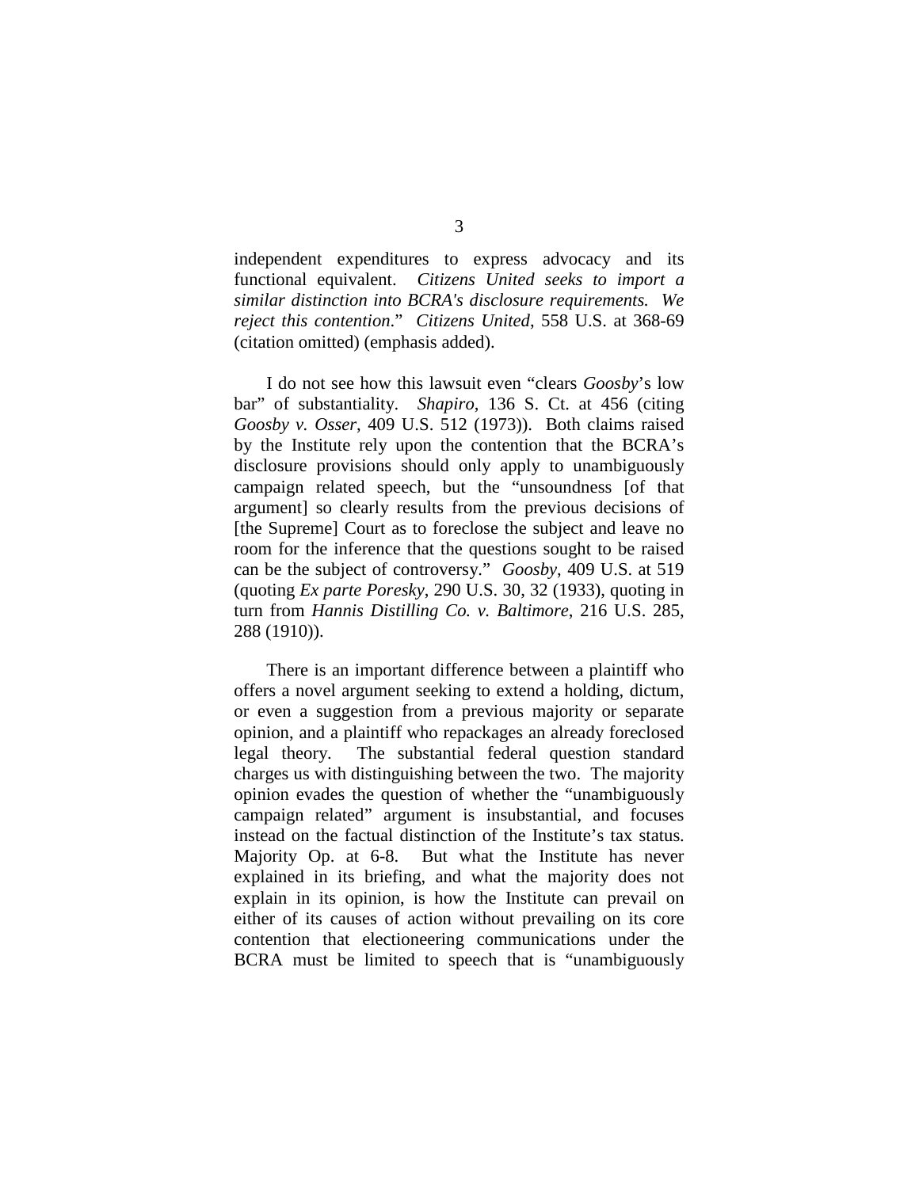independent expenditures to express advocacy and its functional equivalent. *Citizens United seeks to import a similar distinction into BCRA's disclosure requirements. We reject this contention.*" *Citizens United*, 558 U.S. at 368-69 (citation omitted) (emphasis added).

I do not see how this lawsuit even "clears *Goosby*'s low bar" of substantiality. *Shapiro*, 136 S. Ct. at 456 (citing *Goosby v. Osser*, 409 U.S. 512 (1973)). Both claims raised by the Institute rely upon the contention that the BCRA's disclosure provisions should only apply to unambiguously campaign related speech, but the "unsoundness [of that argument] so clearly results from the previous decisions of [the Supreme] Court as to foreclose the subject and leave no room for the inference that the questions sought to be raised can be the subject of controversy." *Goosby*, 409 U.S. at 519 (quoting *Ex parte Poresky*, 290 U.S. 30, 32 (1933), quoting in turn from *Hannis Distilling Co. v. Baltimore*, 216 U.S. 285, 288 (1910)).

There is an important difference between a plaintiff who offers a novel argument seeking to extend a holding, dictum, or even a suggestion from a previous majority or separate opinion, and a plaintiff who repackages an already foreclosed legal theory. The substantial federal question standard charges us with distinguishing between the two. The majority opinion evades the question of whether the "unambiguously campaign related" argument is insubstantial, and focuses instead on the factual distinction of the Institute's tax status. Majority Op. at 6-8. But what the Institute has never explained in its briefing, and what the majority does not explain in its opinion, is how the Institute can prevail on either of its causes of action without prevailing on its core contention that electioneering communications under the BCRA must be limited to speech that is "unambiguously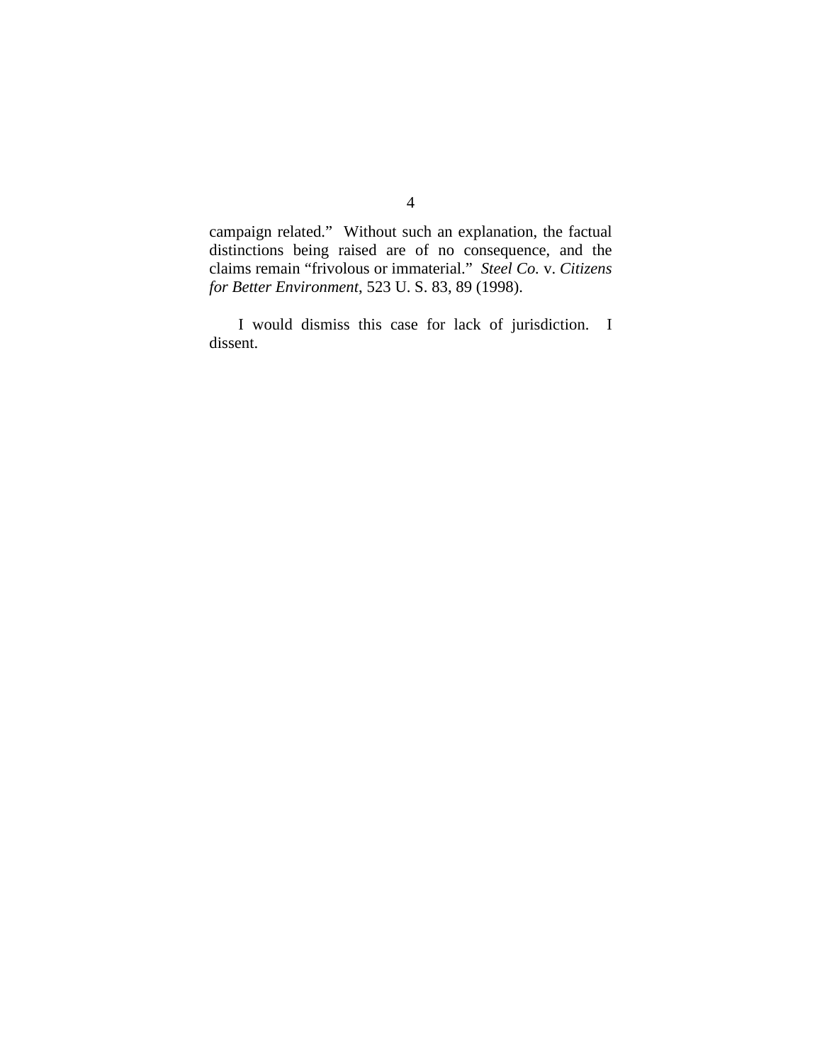campaign related." Without such an explanation, the factual distinctions being raised are of no consequence, and the claims remain "frivolous or immaterial." *Steel Co.* v. *Citizens for Better Environment*, 523 U. S. 83, 89 (1998).

I would dismiss this case for lack of jurisdiction. I dissent.